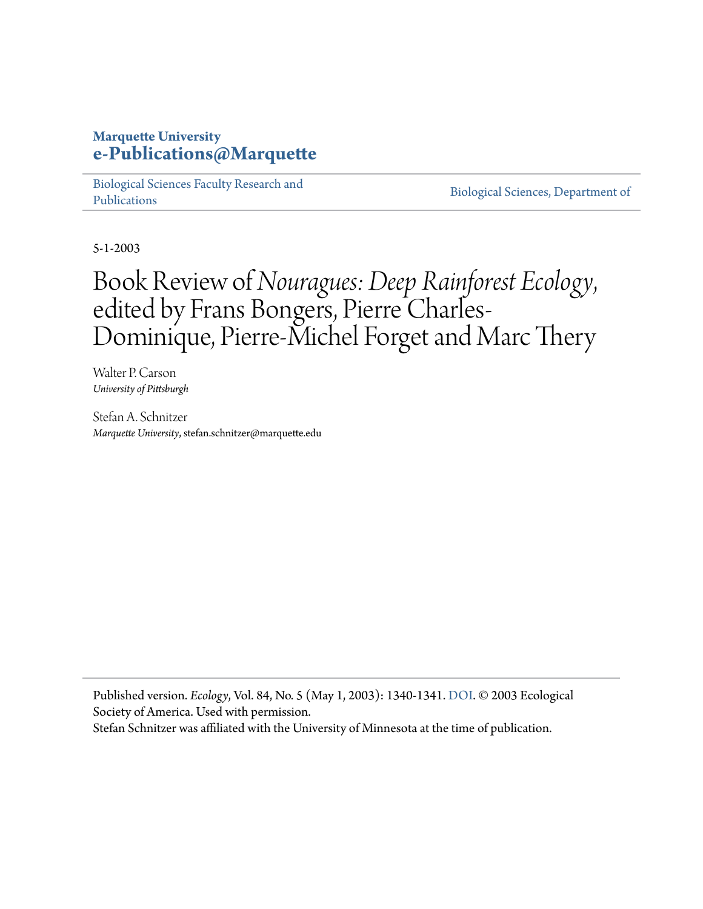**Marquette University**
**e-Publications@Marquette**

Biological Sciences Faculty Research and Publications

Biological Sciences, Department of

5-1-2003

# Book Review of *Nouragues: Deep Rainforest Ecology*, edited by Frans Bongers, Pierre Charles-Dominique, Pierre-Michel Forget and Marc Thery

Walter P. Carson
*University of Pittsburgh*

Stefan A. Schnitzer
*Marquette University*, stefan.schnitzer@marquette.edu

Published version. *Ecology*, Vol. 84, No. 5 (May 1, 2003): 1340-1341. DOI. © 2003 Ecological Society of America. Used with permission.
Stefan Schnitzer was affiliated with the University of Minnesota at the time of publication.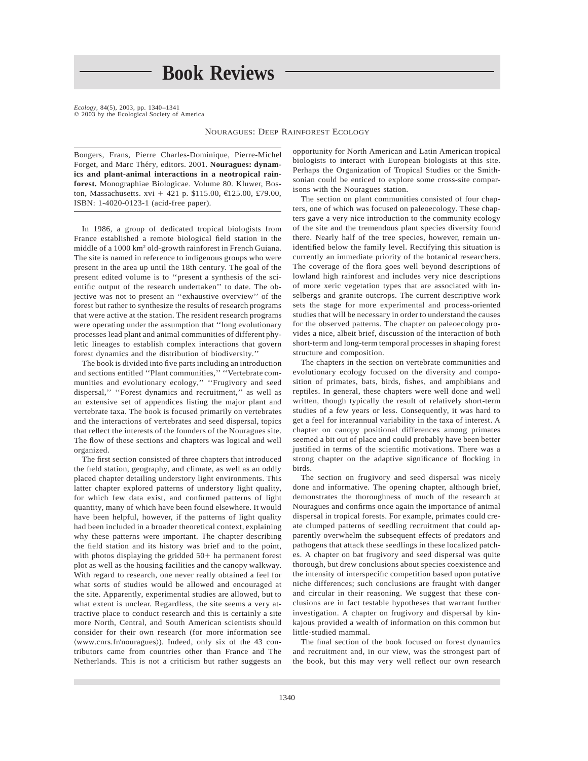# Book Reviews

NOURAGUES: DEEP RAINFOREST ECOLOGY

Bongers, Frans, Pierre Charles-Dominique, Pierre-Michel Forget, and Marc Théry, editors. 2001. **Nouragues: dynamics and plant-animal interactions in a neotropical rainforest.** Monographiae Biologicae. Volume 80. Kluwer, Boston, Massachusetts. xvi + 421 p. $115.00, €125.00, £79.00, ISBN: 1-4020-0123-1 (acid-free paper).

In 1986, a group of dedicated tropical biologists from France established a remote biological field station in the middle of a 1000 km² old-growth rainforest in French Guiana. The site is named in reference to indigenous groups who were present in the area up until the 18th century. The goal of the present edited volume is to ''present a synthesis of the scientific output of the research undertaken'' to date. The objective was not to present an ''exhaustive overview'' of the forest but rather to synthesize the results of research programs that were active at the station. The resident research programs were operating under the assumption that ''long evolutionary processes lead plant and animal communities of different phyletic lineages to establish complex interactions that govern forest dynamics and the distribution of biodiversity.''

The book is divided into five parts including an introduction and sections entitled ''Plant communities,'' ''Vertebrate communities and evolutionary ecology,'' ''Frugivory and seed dispersal,'' ''Forest dynamics and recruitment,'' as well as an extensive set of appendices listing the major plant and vertebrate taxa. The book is focused primarily on vertebrates and the interactions of vertebrates and seed dispersal, topics that reflect the interests of the founders of the Nouragues site. The flow of these sections and chapters was logical and well organized.

The first section consisted of three chapters that introduced the field station, geography, and climate, as well as an oddly placed chapter detailing understory light environments. This latter chapter explored patterns of understory light quality, for which few data exist, and confirmed patterns of light quantity, many of which have been found elsewhere. It would have been helpful, however, if the patterns of light quality had been included in a broader theoretical context, explaining why these patterns were important. The chapter describing the field station and its history was brief and to the point, with photos displaying the gridded 50+ ha permanent forest plot as well as the housing facilities and the canopy walkway. With regard to research, one never really obtained a feel for what sorts of studies would be allowed and encouraged at the site. Apparently, experimental studies are allowed, but to what extent is unclear. Regardless, the site seems a very attractive place to conduct research and this is certainly a site more North, Central, and South American scientists should consider for their own research (for more information see ⟨www.cnrs.fr/nouragues⟩). Indeed, only six of the 43 contributors came from countries other than France and The Netherlands. This is not a criticism but rather suggests an opportunity for North American and Latin American tropical biologists to interact with European biologists at this site. Perhaps the Organization of Tropical Studies or the Smithsonian could be enticed to explore some cross-site comparisons with the Nouragues station.

The section on plant communities consisted of four chapters, one of which was focused on paleoecology. These chapters gave a very nice introduction to the community ecology of the site and the tremendous plant species diversity found there. Nearly half of the tree species, however, remain unidentified below the family level. Rectifying this situation is currently an immediate priority of the botanical researchers. The coverage of the flora goes well beyond descriptions of lowland high rainforest and includes very nice descriptions of more xeric vegetation types that are associated with inselbergs and granite outcrops. The current descriptive work sets the stage for more experimental and process-oriented studies that will be necessary in order to understand the causes for the observed patterns. The chapter on paleoecology provides a nice, albeit brief, discussion of the interaction of both short-term and long-term temporal processes in shaping forest structure and composition.

The chapters in the section on vertebrate communities and evolutionary ecology focused on the diversity and composition of primates, bats, birds, fishes, and amphibians and reptiles. In general, these chapters were well done and well written, though typically the result of relatively short-term studies of a few years or less. Consequently, it was hard to get a feel for interannual variability in the taxa of interest. A chapter on canopy positional differences among primates seemed a bit out of place and could probably have been better justified in terms of the scientific motivations. There was a strong chapter on the adaptive significance of flocking in birds.

The section on frugivory and seed dispersal was nicely done and informative. The opening chapter, although brief, demonstrates the thoroughness of much of the research at Nouragues and confirms once again the importance of animal dispersal in tropical forests. For example, primates could create clumped patterns of seedling recruitment that could apparently overwhelm the subsequent effects of predators and pathogens that attack these seedlings in these localized patches. A chapter on bat frugivory and seed dispersal was quite thorough, but drew conclusions about species coexistence and the intensity of interspecific competition based upon putative niche differences; such conclusions are fraught with danger and circular in their reasoning. We suggest that these conclusions are in fact testable hypotheses that warrant further investigation. A chapter on frugivory and dispersal by kinkajous provided a wealth of information on this common but little-studied mammal.

The final section of the book focused on forest dynamics and recruitment and, in our view, was the strongest part of the book, but this may very well reflect our own research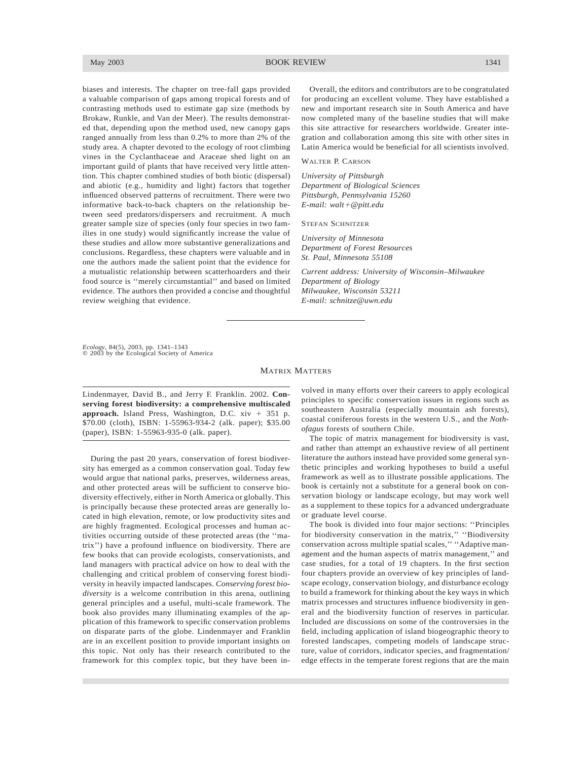biases and interests. The chapter on tree-fall gaps provided a valuable comparison of gaps among tropical forests and of contrasting methods used to estimate gap size (methods by Brokaw, Runkle, and Van der Meer). The results demonstrated that, depending upon the method used, new canopy gaps ranged annually from less than 0.2% to more than 2% of the study area. A chapter devoted to the ecology of root climbing vines in the Cyclanthaceae and Araceae shed light on an important guild of plants that have received very little attention. This chapter combined studies of both biotic (dispersal) and abiotic (e.g., humidity and light) factors that together influenced observed patterns of recruitment. There were two informative back-to-back chapters on the relationship between seed predators/dispersers and recruitment. A much greater sample size of species (only four species in two families in one study) would significantly increase the value of these studies and allow more substantive generalizations and conclusions. Regardless, these chapters were valuable and in one the authors made the salient point that the evidence for a mutualistic relationship between scatterhoarders and their food source is ''merely circumstantial'' and based on limited evidence. The authors then provided a concise and thoughtful review weighing that evidence.

Overall, the editors and contributors are to be congratulated for producing an excellent volume. They have established a new and important research site in South America and have now completed many of the baseline studies that will make this site attractive for researchers worldwide. Greater integration and collaboration among this site with other sites in Latin America would be beneficial for all scientists involved.

WALTER P. CARSON

*University of Pittsburgh*
*Department of Biological Sciences*
*Pittsburgh, Pennsylvania 15260*
*E-mail: walt+@pitt.edu*

STEFAN SCHNITZER

*University of Minnesota*
*Department of Forest Resources*
*St. Paul, Minnesota 55108*

*Current address: University of Wisconsin–Milwaukee*
*Department of Biology*
*Milwaukee, Wisconsin 53211*
*E-mail: schnitze@uwn.edu*

---

*Ecology*, 84(5), 2003, pp. 1341–1343
© 2003 by the Ecological Society of America

## MATRIX MATTERS

Lindenmayer, David B., and Jerry F. Franklin. 2002. **Conserving forest biodiversity: a comprehensive multiscaled approach.** Island Press, Washington, D.C. xiv + 351 p. $70.00 (cloth), ISBN: 1-55963-934-2 (alk. paper); $35.00 (paper), ISBN: 1-55963-935-0 (alk. paper).

During the past 20 years, conservation of forest biodiversity has emerged as a common conservation goal. Today few would argue that national parks, preserves, wilderness areas, and other protected areas will be sufficient to conserve biodiversity effectively, either in North America or globally. This is principally because these protected areas are generally located in high elevation, remote, or low productivity sites and are highly fragmented. Ecological processes and human activities occurring outside of these protected areas (the ''matrix'') have a profound influence on biodiversity. There are few books that can provide ecologists, conservationists, and land managers with practical advice on how to deal with the challenging and critical problem of conserving forest biodiversity in heavily impacted landscapes. *Conserving forest biodiversity* is a welcome contribution in this arena, outlining general principles and a useful, multi-scale framework. The book also provides many illuminating examples of the application of this framework to specific conservation problems on disparate parts of the globe. Lindenmayer and Franklin are in an excellent position to provide important insights on this topic. Not only has their research contributed to the framework for this complex topic, but they have been involved in many efforts over their careers to apply ecological principles to specific conservation issues in regions such as southeastern Australia (especially mountain ash forests), coastal coniferous forests in the western U.S., and the *Nothofagus* forests of southern Chile.

The topic of matrix management for biodiversity is vast, and rather than attempt an exhaustive review of all pertinent literature the authors instead have provided some general synthetic principles and working hypotheses to build a useful framework as well as to illustrate possible applications. The book is certainly not a substitute for a general book on conservation biology or landscape ecology, but may work well as a supplement to these topics for a advanced undergraduate or graduate level course.

The book is divided into four major sections: ''Principles for biodiversity conservation in the matrix,'' ''Biodiversity conservation across multiple spatial scales,'' ''Adaptive management and the human aspects of matrix management,'' and case studies, for a total of 19 chapters. In the first section four chapters provide an overview of key principles of landscape ecology, conservation biology, and disturbance ecology to build a framework for thinking about the key ways in which matrix processes and structures influence biodiversity in general and the biodiversity function of reserves in particular. Included are discussions on some of the controversies in the field, including application of island biogeographic theory to forested landscapes, competing models of landscape structure, value of corridors, indicator species, and fragmentation/edge effects in the temperate forest regions that are the main